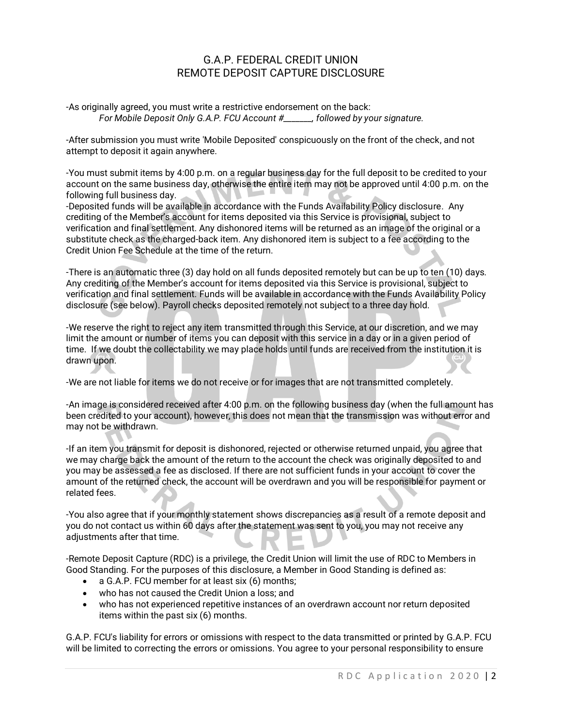# G.A.P. FEDERAL CREDIT UNION
## REMOTE DEPOSIT CAPTURE DISCLOSURE

-As originally agreed, you must write a restrictive endorsement on the back:

*For Mobile Deposit Only G.A.P. FCU Account #______, followed by your signature.*

-After submission you must write 'Mobile Deposited' conspicuously on the front of the check, and not attempt to deposit it again anywhere.

-You must submit items by 4:00 p.m. on a regular business day for the full deposit to be credited to your account on the same business day, otherwise the entire item may not be approved until 4:00 p.m. on the following full business day.
-Deposited funds will be available in accordance with the Funds Availability Policy disclosure. Any crediting of the Member's account for items deposited via this Service is provisional, subject to verification and final settlement. Any dishonored items will be returned as an image of the original or a substitute check as the charged-back item. Any dishonored item is subject to a fee according to the Credit Union Fee Schedule at the time of the return.

-There is an automatic three (3) day hold on all funds deposited remotely but can be up to ten (10) days. Any crediting of the Member's account for items deposited via this Service is provisional, subject to verification and final settlement. Funds will be available in accordance with the Funds Availability Policy disclosure (see below). Payroll checks deposited remotely not subject to a three day hold.

-We reserve the right to reject any item transmitted through this Service, at our discretion, and we may limit the amount or number of items you can deposit with this service in a day or in a given period of time. If we doubt the collectability we may place holds until funds are received from the institution it is drawn upon.

-We are not liable for items we do not receive or for images that are not transmitted completely.

-An image is considered received after 4:00 p.m. on the following business day (when the full amount has been credited to your account), however, this does not mean that the transmission was without error and may not be withdrawn.

-If an item you transmit for deposit is dishonored, rejected or otherwise returned unpaid, you agree that we may charge back the amount of the return to the account the check was originally deposited to and you may be assessed a fee as disclosed. If there are not sufficient funds in your account to cover the amount of the returned check, the account will be overdrawn and you will be responsible for payment or related fees.

-You also agree that if your monthly statement shows discrepancies as a result of a remote deposit and you do not contact us within 60 days after the statement was sent to you, you may not receive any adjustments after that time.

-Remote Deposit Capture (RDC) is a privilege, the Credit Union will limit the use of RDC to Members in Good Standing. For the purposes of this disclosure, a Member in Good Standing is defined as:

- a G.A.P. FCU member for at least six (6) months;
- who has not caused the Credit Union a loss; and
- who has not experienced repetitive instances of an overdrawn account nor return deposited items within the past six (6) months.

G.A.P. FCU's liability for errors or omissions with respect to the data transmitted or printed by G.A.P. FCU will be limited to correcting the errors or omissions. You agree to your personal responsibility to ensure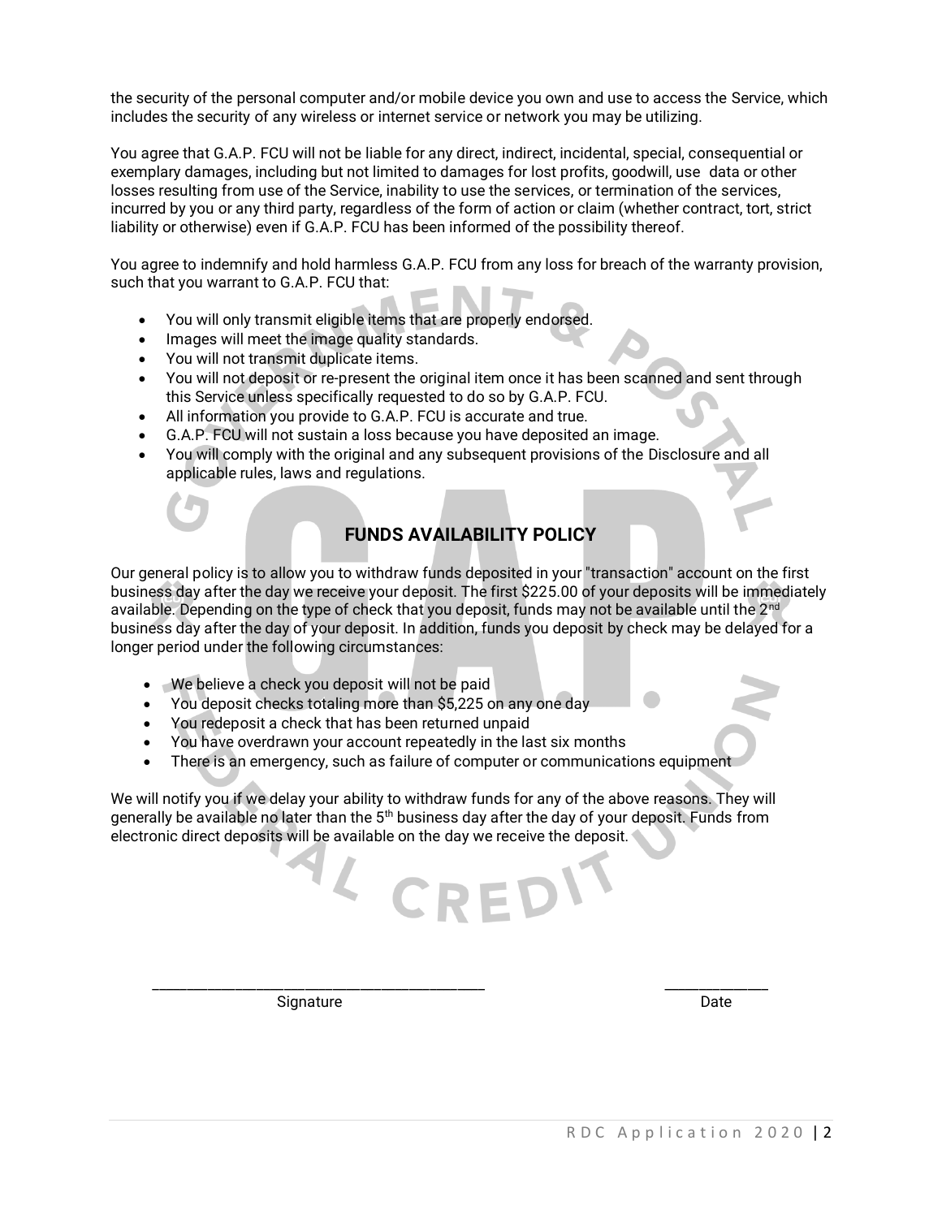the security of the personal computer and/or mobile device you own and use to access the Service, which includes the security of any wireless or internet service or network you may be utilizing.

You agree that G.A.P. FCU will not be liable for any direct, indirect, incidental, special, consequential or exemplary damages, including but not limited to damages for lost profits, goodwill, use data or other losses resulting from use of the Service, inability to use the services, or termination of the services, incurred by you or any third party, regardless of the form of action or claim (whether contract, tort, strict liability or otherwise) even if G.A.P. FCU has been informed of the possibility thereof.

You agree to indemnify and hold harmless G.A.P. FCU from any loss for breach of the warranty provision, such that you warrant to G.A.P. FCU that:

- You will only transmit eligible items that are properly endorsed.
- Images will meet the image quality standards.
- You will not transmit duplicate items.
- You will not deposit or re-present the original item once it has been scanned and sent through this Service unless specifically requested to do so by G.A.P. FCU.
- All information you provide to G.A.P. FCU is accurate and true.
- G.A.P. FCU will not sustain a loss because you have deposited an image.
- You will comply with the original and any subsequent provisions of the Disclosure and all applicable rules, laws and regulations.

## FUNDS AVAILABILITY POLICY

Our general policy is to allow you to withdraw funds deposited in your "transaction" account on the first business day after the day we receive your deposit. The first $225.00 of your deposits will be immediately available. Depending on the type of check that you deposit, funds may not be available until the 2nd business day after the day of your deposit. In addition, funds you deposit by check may be delayed for a longer period under the following circumstances:

- We believe a check you deposit will not be paid
- You deposit checks totaling more than $5,225 on any one day
- You redeposit a check that has been returned unpaid
- You have overdrawn your account repeatedly in the last six months
- There is an emergency, such as failure of computer or communications equipment

We will notify you if we delay your ability to withdraw funds for any of the above reasons. They will generally be available no later than the 5th business day after the day of your deposit. Funds from electronic direct deposits will be available on the day we receive the deposit.

\_\_\_\_\_\_\_\_\_\_\_\_\_\_\_\_\_\_\_\_\_\_\_\_\_\_\_\_\_\_\_\_\_\_\_\_\_\_\_\_ Signature

\_\_\_\_\_\_\_\_\_\_\_\_ Date